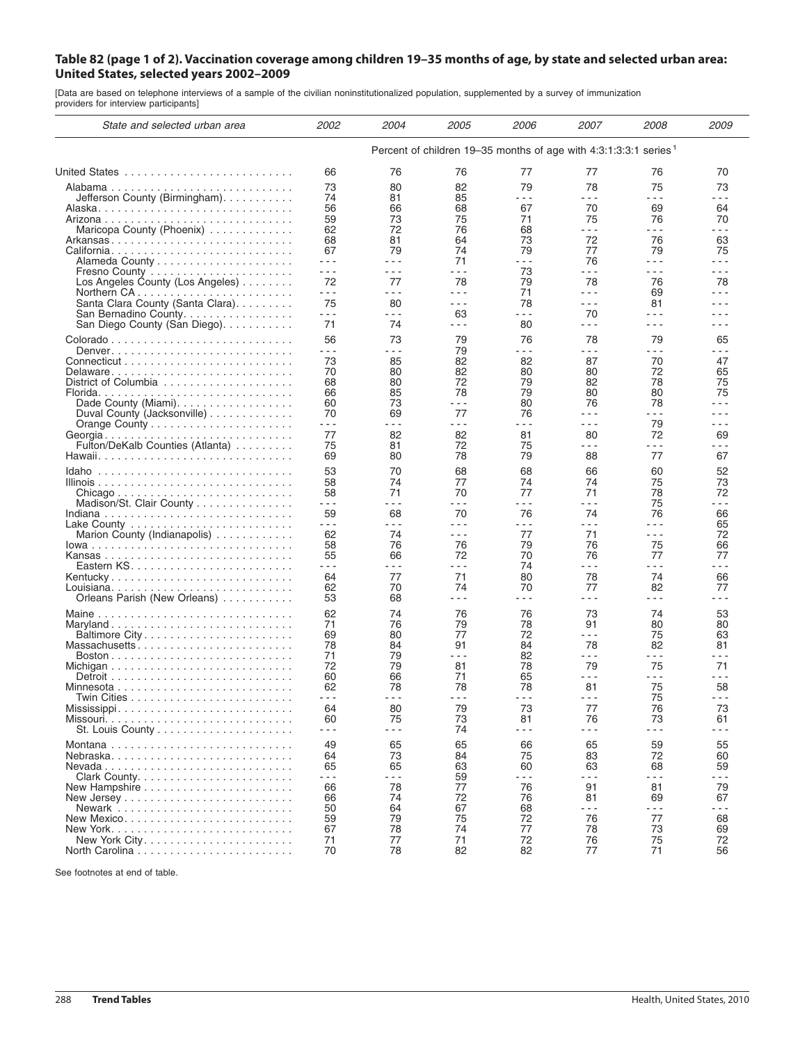**Table 82 (page 1 of 2). Vaccination coverage among children 19–35 months of age, by state and selected urban area: United States, selected years 2002–2009**

[Data are based on telephone interviews of a sample of the civilian noninstitutionalized population, supplemented by a survey of immunization providers for interview participants]

| State and selected urban area | 2002 | 2004 | 2005 | 2006 | 2007 | 2008 | 2009 |
|---|---|---|---|---|---|---|---|
| | Percent of children 19–35 months of age with 4:3:1:3:3:1 series[1] | | | | | | |
| United States | 66 | 76 | 76 | 77 | 77 | 76 | 70 |
| Alabama | 73 | 80 | 82 | 79 | 78 | 75 | 73 |
| Jefferson County (Birmingham) | 74 | 81 | 85 | - - - | - - - | - - - | - - - |
| Alaska | 56 | 66 | 68 | 67 | 70 | 69 | 64 |
| Arizona | 59 | 73 | 75 | 71 | 75 | 76 | 70 |
| Maricopa County (Phoenix) | 62 | 72 | 76 | 68 | - - - | - - - | - - - |
| Arkansas | 68 | 81 | 64 | 73 | 72 | 76 | 63 |
| California | 67 | 79 | 74 | 79 | 77 | 79 | 75 |
| Alameda County | - - - | - - - | 71 | - - - | 76 | - - - | - - - |
| Fresno County | - - - | - - - | - - - | 73 | - - - | - - - | - - - |
| Los Angeles County (Los Angeles) | 72 | 77 | 78 | 79 | 78 | 76 | 78 |
| Northern CA | - - - | - - - | - - - | 71 | - - - | 69 | - - - |
| Santa Clara County (Santa Clara) | 75 | 80 | - - - | 78 | - - - | 81 | - - - |
| San Bernadino County | - - - | - - - | 63 | - - - | 70 | - - - | - - - |
| San Diego County (San Diego) | 71 | 74 | - - - | 80 | - - - | - - - | - - - |
| Colorado | 56 | 73 | 79 | 76 | 78 | 79 | 65 |
| Denver | - - - | - - - | 79 | - - - | - - - | - - - | - - - |
| Connecticut | 73 | 85 | 82 | 82 | 87 | 70 | 47 |
| Delaware | 70 | 80 | 82 | 80 | 80 | 72 | 65 |
| District of Columbia | 68 | 80 | 72 | 79 | 82 | 78 | 75 |
| Florida | 66 | 85 | 78 | 79 | 80 | 80 | 75 |
| Dade County (Miami) | 60 | 73 | - - - | 80 | 76 | 78 | - - - |
| Duval County (Jacksonville) | 70 | 69 | 77 | 76 | - - - | - - - | - - - |
| Orange County | - - - | - - - | - - - | - - - | - - - | 79 | - - - |
| Georgia | 77 | 82 | 82 | 81 | 80 | 72 | 69 |
| Fulton/DeKalb Counties (Atlanta) | 75 | 81 | 72 | 75 | - - - | - - - | - - - |
| Hawaii | 69 | 80 | 78 | 79 | 88 | 77 | 67 |
| Idaho | 53 | 70 | 68 | 68 | 66 | 60 | 52 |
| Illinois | 58 | 74 | 77 | 74 | 74 | 75 | 73 |
| Chicago | 58 | 71 | 70 | 77 | 71 | 78 | 72 |
| Madison/St. Clair County | - - - | - - - | - - - | - - - | - - - | 75 | - - - |
| Indiana | 59 | 68 | 70 | 76 | 74 | 76 | 66 |
| Lake County | - - - | - - - | - - - | - - - | - - - | - - - | 65 |
| Marion County (Indianapolis) | 62 | 74 | - - - | 77 | 71 | - - - | 72 |
| Iowa | 58 | 76 | 76 | 79 | 76 | 75 | 66 |
| Kansas | 55 | 66 | 72 | 70 | 76 | 77 | 77 |
| Eastern KS | - - - | - - - | - - - | 74 | - - - | - - - | - - - |
| Kentucky | 64 | 77 | 71 | 80 | 78 | 74 | 66 |
| Louisiana | 62 | 70 | 74 | 70 | 77 | 82 | 77 |
| Orleans Parish (New Orleans) | 53 | 68 | - - - | - - - | - - - | - - - | - - - |
| Maine | 62 | 74 | 76 | 76 | 73 | 74 | 53 |
| Maryland | 71 | 76 | 79 | 78 | 91 | 80 | 80 |
| Baltimore City | 69 | 80 | 77 | 72 | - - - | 75 | 63 |
| Massachusetts | 78 | 84 | 91 | 84 | 78 | 82 | 81 |
| Boston | 71 | 79 | - - - | 82 | - - - | - - - | - - - |
| Michigan | 72 | 79 | 81 | 78 | 79 | 75 | 71 |
| Detroit | 60 | 66 | 71 | 65 | - - - | - - - | - - - |
| Minnesota | 62 | 78 | 78 | 78 | 81 | 75 | 58 |
| Twin Cities | - - - | - - - | - - - | - - - | - - - | 75 | - - - |
| Mississippi | 64 | 80 | 79 | 73 | 77 | 76 | 73 |
| Missouri | 60 | 75 | 73 | 81 | 76 | 73 | 61 |
| St. Louis County | - - - | - - - | 74 | - - - | - - - | - - - | - - - |
| Montana | 49 | 65 | 65 | 66 | 65 | 59 | 55 |
| Nebraska | 64 | 73 | 84 | 75 | 83 | 72 | 60 |
| Nevada | 65 | 65 | 63 | 60 | 63 | 68 | 59 |
| Clark County | - - - | - - - | 59 | - - - | - - - | - - - | - - - |
| New Hampshire | 66 | 78 | 77 | 76 | 91 | 81 | 79 |
| New Jersey | 66 | 74 | 72 | 76 | 81 | 69 | 67 |
| Newark | 50 | 64 | 67 | 68 | - - - | - - - | - - - |
| New Mexico | 59 | 79 | 75 | 72 | 76 | 77 | 68 |
| New York | 67 | 78 | 74 | 77 | 78 | 73 | 69 |
| New York City | 71 | 77 | 71 | 72 | 76 | 75 | 72 |
| North Carolina | 70 | 78 | 82 | 82 | 77 | 71 | 56 |

See footnotes at end of table.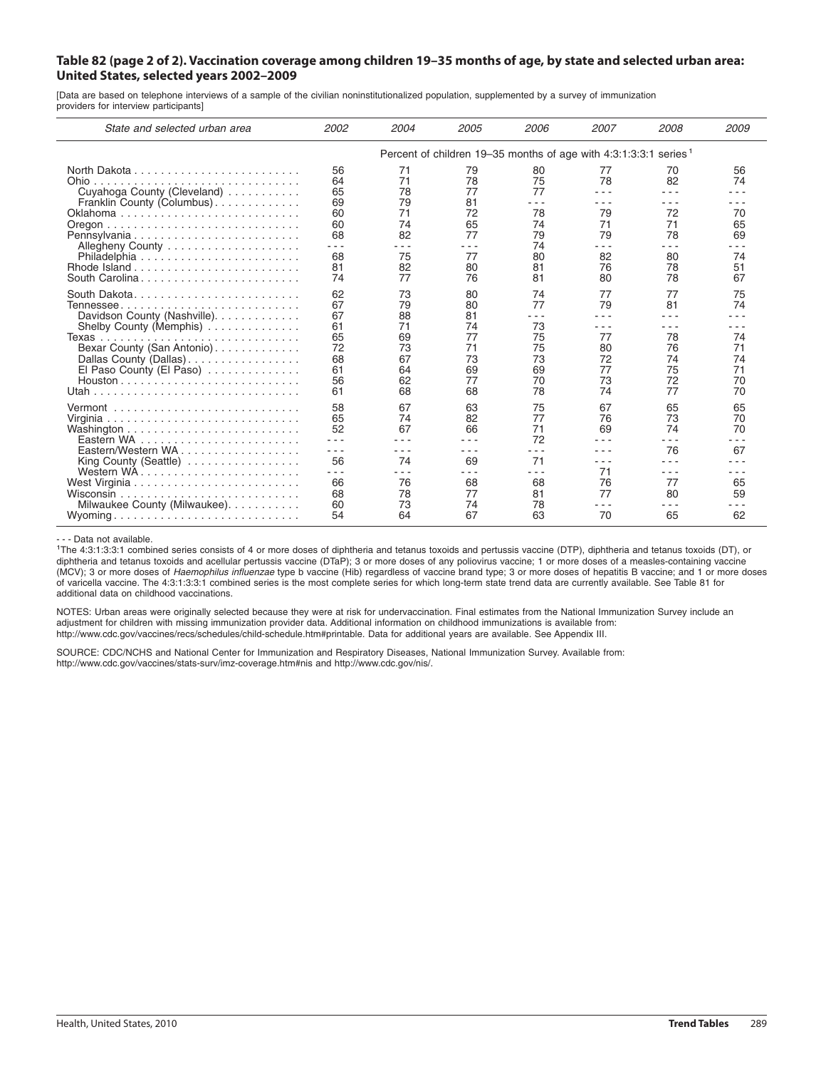**Table 82 (page 2 of 2). Vaccination coverage among children 19–35 months of age, by state and selected urban area: United States, selected years 2002–2009**

[Data are based on telephone interviews of a sample of the civilian noninstitutionalized population, supplemented by a survey of immunization providers for interview participants]

| State and selected urban area | 2002 | 2004 | 2005 | 2006 | 2007 | 2008 | 2009 |
|---|---|---|---|---|---|---|---|
| | Percent of children 19–35 months of age with 4:3:1:3:3:1 series[1] | | | | | | |
| North Dakota | 56 | 71 | 79 | 80 | 77 | 70 | 56 |
| Ohio | 64 | 71 | 78 | 75 | 78 | 82 | 74 |
| Cuyahoga County (Cleveland) | 65 | 78 | 77 | 77 | - - - | - - - | - - - |
| Franklin County (Columbus) | 69 | 79 | 81 | - - - | - - - | - - - | - - - |
| Oklahoma | 60 | 71 | 72 | 78 | 79 | 72 | 70 |
| Oregon | 60 | 74 | 65 | 74 | 71 | 71 | 65 |
| Pennsylvania | 68 | 82 | 77 | 79 | 79 | 78 | 69 |
| Allegheny County | - - - | - - - | - - - | 74 | - - - | - - - | - - - |
| Philadelphia | 68 | 75 | 77 | 80 | 82 | 80 | 74 |
| Rhode Island | 81 | 82 | 80 | 81 | 76 | 78 | 51 |
| South Carolina | 74 | 77 | 76 | 81 | 80 | 78 | 67 |
| South Dakota | 62 | 73 | 80 | 74 | 77 | 77 | 75 |
| Tennessee | 67 | 79 | 80 | 77 | 79 | 81 | 74 |
| Davidson County (Nashville) | 67 | 88 | 81 | - - - | - - - | - - - | - - - |
| Shelby County (Memphis) | 61 | 71 | 74 | 73 | - - - | - - - | - - - |
| Texas | 65 | 69 | 77 | 75 | 77 | 78 | 74 |
| Bexar County (San Antonio) | 72 | 73 | 71 | 75 | 80 | 76 | 71 |
| Dallas County (Dallas) | 68 | 67 | 73 | 73 | 72 | 74 | 74 |
| El Paso County (El Paso) | 61 | 64 | 69 | 69 | 77 | 75 | 71 |
| Houston | 56 | 62 | 77 | 70 | 73 | 72 | 70 |
| Utah | 61 | 68 | 68 | 78 | 74 | 77 | 70 |
| Vermont | 58 | 67 | 63 | 75 | 67 | 65 | 65 |
| Virginia | 65 | 74 | 82 | 77 | 76 | 73 | 70 |
| Washington | 52 | 67 | 66 | 71 | 69 | 74 | 70 |
| Eastern WA | - - - | - - - | - - - | 72 | - - - | - - - | - - - |
| Eastern/Western WA | - - - | - - - | - - - | - - - | - - - | 76 | 67 |
| King County (Seattle) | 56 | 74 | 69 | 71 | - - - | - - - | - - - |
| Western WA | - - - | - - - | - - - | - - - | 71 | - - - | - - - |
| West Virginia | 66 | 76 | 68 | 68 | 76 | 77 | 65 |
| Wisconsin | 68 | 78 | 77 | 81 | 77 | 80 | 59 |
| Milwaukee County (Milwaukee) | 60 | 73 | 74 | 78 | - - - | - - - | - - - |
| Wyoming | 54 | 64 | 67 | 63 | 70 | 65 | 62 |

- - - Data not available.

[1]The 4:3:1:3:3:1 combined series consists of 4 or more doses of diphtheria and tetanus toxoids and pertussis vaccine (DTP), diphtheria and tetanus toxoids (DT), or diphtheria and tetanus toxoids and acellular pertussis vaccine (DTaP); 3 or more doses of any poliovirus vaccine; 1 or more doses of a measles-containing vaccine (MCV); 3 or more doses of *Haemophilus influenzae* type b vaccine (Hib) regardless of vaccine brand type; 3 or more doses of hepatitis B vaccine; and 1 or more doses of varicella vaccine. The 4:3:1:3:3:1 combined series is the most complete series for which long-term state trend data are currently available. See Table 81 for additional data on childhood vaccinations.

NOTES: Urban areas were originally selected because they were at risk for undervaccination. Final estimates from the National Immunization Survey include an adjustment for children with missing immunization provider data. Additional information on childhood immunizations is available from: http://www.cdc.gov/vaccines/recs/schedules/child-schedule.htm#printable. Data for additional years are available. See Appendix III.

SOURCE: CDC/NCHS and National Center for Immunization and Respiratory Diseases, National Immunization Survey. Available from: http://www.cdc.gov/vaccines/stats-surv/imz-coverage.htm#nis and http://www.cdc.gov/nis/.